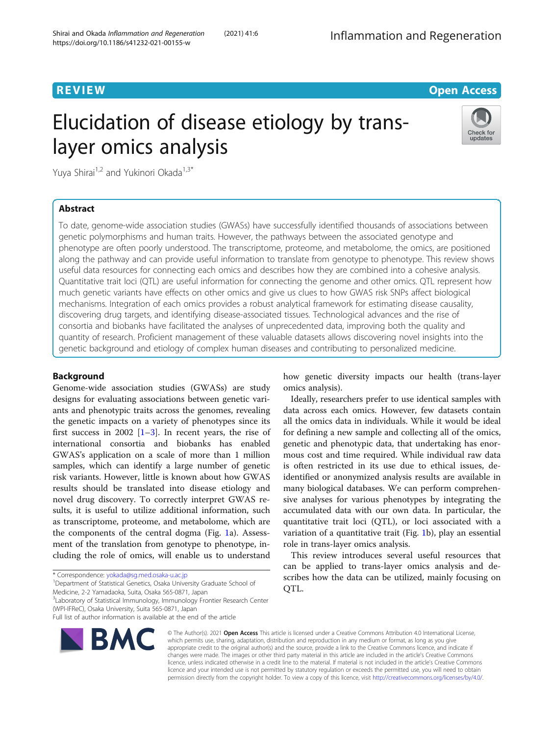REVIEW

Open Access

# Elucidation of disease etiology by trans-layer omics analysis

Yuya Shirai[1,2] and Yukinori Okada[1,3*]

## Abstract

To date, genome-wide association studies (GWASs) have successfully identified thousands of associations between genetic polymorphisms and human traits. However, the pathways between the associated genotype and phenotype are often poorly understood. The transcriptome, proteome, and metabolome, the omics, are positioned along the pathway and can provide useful information to translate from genotype to phenotype. This review shows useful data resources for connecting each omics and describes how they are combined into a cohesive analysis. Quantitative trait loci (QTL) are useful information for connecting the genome and other omics. QTL represent how much genetic variants have effects on other omics and give us clues to how GWAS risk SNPs affect biological mechanisms. Integration of each omics provides a robust analytical framework for estimating disease causality, discovering drug targets, and identifying disease-associated tissues. Technological advances and the rise of consortia and biobanks have facilitated the analyses of unprecedented data, improving both the quality and quantity of research. Proficient management of these valuable datasets allows discovering novel insights into the genetic background and etiology of complex human diseases and contributing to personalized medicine.

## Background

Genome-wide association studies (GWASs) are study designs for evaluating associations between genetic variants and phenotypic traits across the genomes, revealing the genetic impacts on a variety of phenotypes since its first success in 2002 [1–3]. In recent years, the rise of international consortia and biobanks has enabled GWAS's application on a scale of more than 1 million samples, which can identify a large number of genetic risk variants. However, little is known about how GWAS results should be translated into disease etiology and novel drug discovery. To correctly interpret GWAS results, it is useful to utilize additional information, such as transcriptome, proteome, and metabolome, which are the components of the central dogma (Fig. 1a). Assessment of the translation from genotype to phenotype, including the role of omics, will enable us to understand how genetic diversity impacts our health (trans-layer omics analysis).

Ideally, researchers prefer to use identical samples with data across each omics. However, few datasets contain all the omics data in individuals. While it would be ideal for defining a new sample and collecting all of the omics, genetic and phenotypic data, that undertaking has enormous cost and time required. While individual raw data is often restricted in its use due to ethical issues, de-identified or anonymized analysis results are available in many biological databases. We can perform comprehensive analyses for various phenotypes by integrating the accumulated data with our own data. In particular, the quantitative trait loci (QTL), or loci associated with a variation of a quantitative trait (Fig. 1b), play an essential role in trans-layer omics analysis.

This review introduces several useful resources that can be applied to trans-layer omics analysis and describes how the data can be utilized, mainly focusing on QTL.

\* Correspondence: yokada@sg.med.osaka-u.ac.jp
[1]Department of Statistical Genetics, Osaka University Graduate School of Medicine, 2-2 Yamadaoka, Suita, Osaka 565-0871, Japan
[3]Laboratory of Statistical Immunology, Immunology Frontier Research Center (WPI-IFReC), Osaka University, Suita 565-0871, Japan
Full list of author information is available at the end of the article

© The Author(s). 2021 **Open Access** This article is licensed under a Creative Commons Attribution 4.0 International License, which permits use, sharing, adaptation, distribution and reproduction in any medium or format, as long as you give appropriate credit to the original author(s) and the source, provide a link to the Creative Commons licence, and indicate if changes were made. The images or other third party material in this article are included in the article's Creative Commons licence, unless indicated otherwise in a credit line to the material. If material is not included in the article's Creative Commons licence and your intended use is not permitted by statutory regulation or exceeds the permitted use, you will need to obtain permission directly from the copyright holder. To view a copy of this licence, visit http://creativecommons.org/licenses/by/4.0/.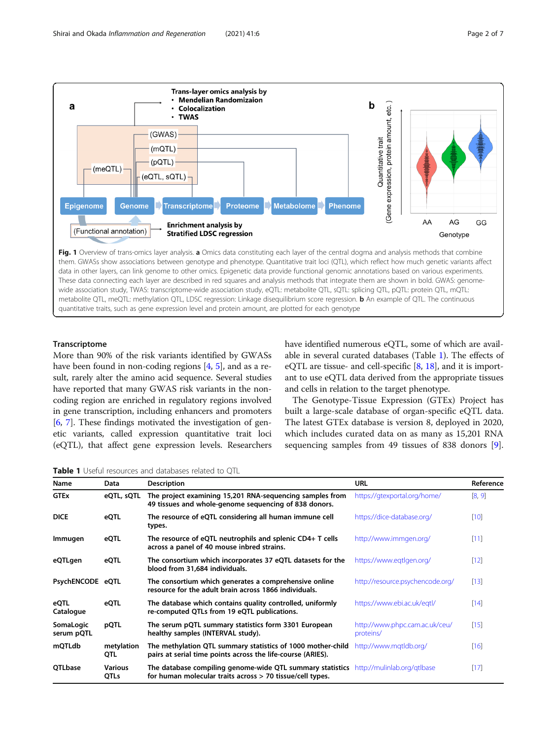Fig. 1 Overview of trans-omics layer analysis. **a** Omics data constituting each layer of the central dogma and analysis methods that combine them. GWASs show associations between genotype and phenotype. Quantitative trait loci (QTL), which reflect how much genetic variants affect data in other layers, can link genome to other omics. Epigenetic data provide functional genomic annotations based on various experiments. These data connecting each layer are described in red squares and analysis methods that integrate them are shown in bold. GWAS: genome-wide association study, TWAS: transcriptome-wide association study, eQTL: metabolite QTL, sQTL: splicing QTL, pQTL: protein QTL, mQTL: metabolite QTL, meQTL: methylation QTL, LDSC regression: Linkage disequilibrium score regression. **b** An example of QTL. The continuous quantitative traits, such as gene expression level and protein amount, are plotted for each genotype

### Transcriptome

More than 90% of the risk variants identified by GWASs have been found in non-coding regions [4, 5], and as a result, rarely alter the amino acid sequence. Several studies have reported that many GWAS risk variants in the non-coding region are enriched in regulatory regions involved in gene transcription, including enhancers and promoters [6, 7]. These findings motivated the investigation of genetic variants, called expression quantitative trait loci (eQTL), that affect gene expression levels. Researchers have identified numerous eQTL, some of which are available in several curated databases (Table 1). The effects of eQTL are tissue- and cell-specific [8, 18], and it is important to use eQTL data derived from the appropriate tissues and cells in relation to the target phenotype.

The Genotype-Tissue Expression (GTEx) Project has built a large-scale database of organ-specific eQTL data. The latest GTEx database is version 8, deployed in 2020, which includes curated data on as many as 15,201 RNA sequencing samples from 49 tissues of 838 donors [9].

**Table 1** Useful resources and databases related to QTL

| Name | Data | Description | URL | Reference |
|---|---|---|---|---|
| **GTEx** | **eQTL, sQTL** | **The project examining 15,201 RNA-sequencing samples from 49 tissues and whole-genome sequencing of 838 donors.** | https://gtexportal.org/home/ | [8, 9] |
| **DICE** | **eQTL** | **The resource of eQTL considering all human immune cell types.** | https://dice-database.org/ | [10] |
| **Immugen** | **eQTL** | **The resource of eQTL neutrophils and splenic CD4+ T cells across a panel of 40 mouse inbred strains.** | http://www.immgen.org/ | [11] |
| **eQTLgen** | **eQTL** | **The consortium which incorporates 37 eQTL datasets for the blood from 31,684 individuals.** | https://www.eqtlgen.org/ | [12] |
| **PsychENCODE** | **eQTL** | **The consortium which generates a comprehensive online resource for the adult brain across 1866 individuals.** | http://resource.psychencode.org/ | [13] |
| **eQTL Catalogue** | **eQTL** | **The database which contains quality controlled, uniformly re-computed QTLs from 19 eQTL publications.** | https://www.ebi.ac.uk/eqtl/ | [14] |
| **SomaLogic serum pQTL** | **pQTL** | **The serum pQTL summary statistics form 3301 European healthy samples (INTERVAL study).** | http://www.phpc.cam.ac.uk/ceu/proteins/ | [15] |
| **mQTLdb** | **metylation QTL** | **The methylation QTL summary statistics of 1000 mother-child pairs at serial time points across the life-course (ARIES).** | http://www.mqtldb.org/ | [16] |
| **QTLbase** | **Various QTLs** | **The database compiling genome-wide QTL summary statistics for human molecular traits across > 70 tissue/cell types.** | http://mulinlab.org/qtlbase | [17] |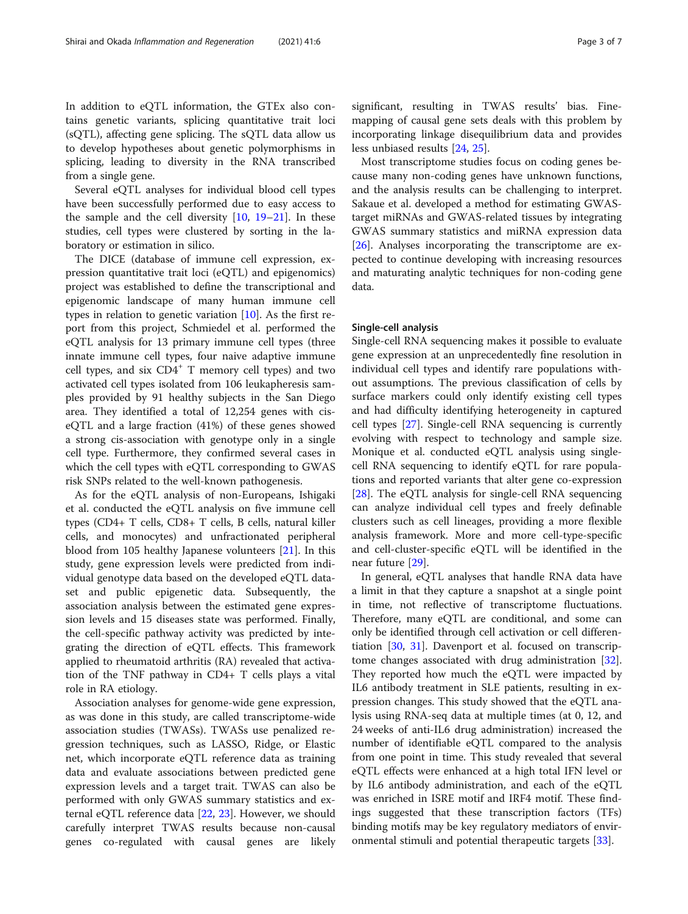In addition to eQTL information, the GTEx also contains genetic variants, splicing quantitative trait loci (sQTL), affecting gene splicing. The sQTL data allow us to develop hypotheses about genetic polymorphisms in splicing, leading to diversity in the RNA transcribed from a single gene.

Several eQTL analyses for individual blood cell types have been successfully performed due to easy access to the sample and the cell diversity [10, 19–21]. In these studies, cell types were clustered by sorting in the laboratory or estimation in silico.

The DICE (database of immune cell expression, expression quantitative trait loci (eQTL) and epigenomics) project was established to define the transcriptional and epigenomic landscape of many human immune cell types in relation to genetic variation [10]. As the first report from this project, Schmiedel et al. performed the eQTL analysis for 13 primary immune cell types (three innate immune cell types, four naive adaptive immune cell types, and six $CD4^+$ T memory cell types) and two activated cell types isolated from 106 leukapheresis samples provided by 91 healthy subjects in the San Diego area. They identified a total of 12,254 genes with cis-eQTL and a large fraction (41%) of these genes showed a strong cis-association with genotype only in a single cell type. Furthermore, they confirmed several cases in which the cell types with eQTL corresponding to GWAS risk SNPs related to the well-known pathogenesis.

As for the eQTL analysis of non-Europeans, Ishigaki et al. conducted the eQTL analysis on five immune cell types (CD4+ T cells, CD8+ T cells, B cells, natural killer cells, and monocytes) and unfractionated peripheral blood from 105 healthy Japanese volunteers [21]. In this study, gene expression levels were predicted from individual genotype data based on the developed eQTL dataset and public epigenetic data. Subsequently, the association analysis between the estimated gene expression levels and 15 diseases state was performed. Finally, the cell-specific pathway activity was predicted by integrating the direction of eQTL effects. This framework applied to rheumatoid arthritis (RA) revealed that activation of the TNF pathway in CD4+ T cells plays a vital role in RA etiology.

Association analyses for genome-wide gene expression, as was done in this study, are called transcriptome-wide association studies (TWASs). TWASs use penalized regression techniques, such as LASSO, Ridge, or Elastic net, which incorporate eQTL reference data as training data and evaluate associations between predicted gene expression levels and a target trait. TWAS can also be performed with only GWAS summary statistics and external eQTL reference data [22, 23]. However, we should carefully interpret TWAS results because non-causal genes co-regulated with causal genes are likely significant, resulting in TWAS results' bias. Fine-mapping of causal gene sets deals with this problem by incorporating linkage disequilibrium data and provides less unbiased results [24, 25].

Most transcriptome studies focus on coding genes because many non-coding genes have unknown functions, and the analysis results can be challenging to interpret. Sakaue et al. developed a method for estimating GWAS-target miRNAs and GWAS-related tissues by integrating GWAS summary statistics and miRNA expression data [26]. Analyses incorporating the transcriptome are expected to continue developing with increasing resources and maturating analytic techniques for non-coding gene data.

### Single-cell analysis

Single-cell RNA sequencing makes it possible to evaluate gene expression at an unprecedentedly fine resolution in individual cell types and identify rare populations without assumptions. The previous classification of cells by surface markers could only identify existing cell types and had difficulty identifying heterogeneity in captured cell types [27]. Single-cell RNA sequencing is currently evolving with respect to technology and sample size. Monique et al. conducted eQTL analysis using single-cell RNA sequencing to identify eQTL for rare populations and reported variants that alter gene co-expression [28]. The eQTL analysis for single-cell RNA sequencing can analyze individual cell types and freely definable clusters such as cell lineages, providing a more flexible analysis framework. More and more cell-type-specific and cell-cluster-specific eQTL will be identified in the near future [29].

In general, eQTL analyses that handle RNA data have a limit in that they capture a snapshot at a single point in time, not reflective of transcriptome fluctuations. Therefore, many eQTL are conditional, and some can only be identified through cell activation or cell differentiation [30, 31]. Davenport et al. focused on transcriptome changes associated with drug administration [32]. They reported how much the eQTL were impacted by IL6 antibody treatment in SLE patients, resulting in expression changes. This study showed that the eQTL analysis using RNA-seq data at multiple times (at 0, 12, and 24 weeks of anti-IL6 drug administration) increased the number of identifiable eQTL compared to the analysis from one point in time. This study revealed that several eQTL effects were enhanced at a high total IFN level or by IL6 antibody administration, and each of the eQTL was enriched in ISRE motif and IRF4 motif. These findings suggested that these transcription factors (TFs) binding motifs may be key regulatory mediators of environmental stimuli and potential therapeutic targets [33].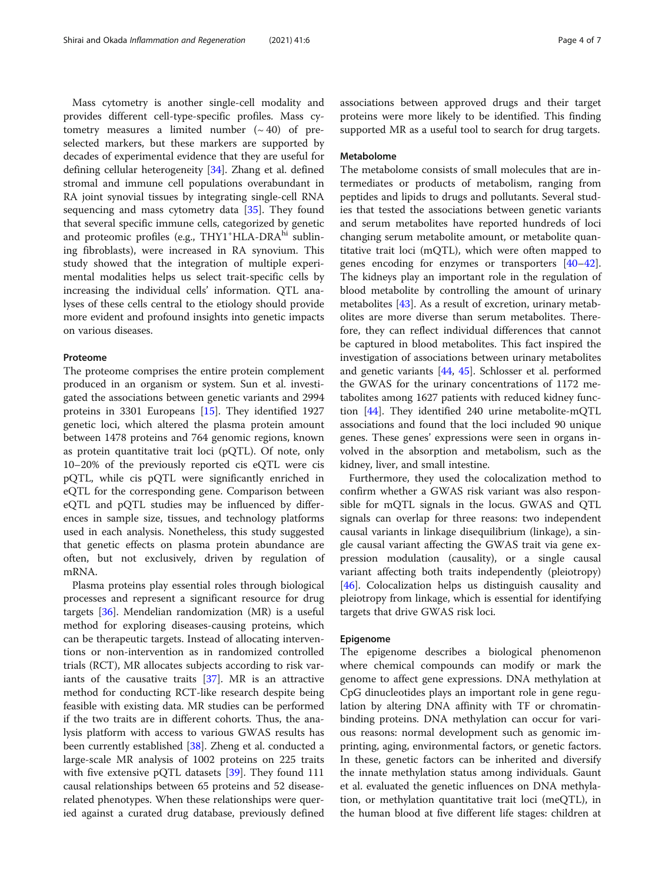Mass cytometry is another single-cell modality and provides different cell-type-specific profiles. Mass cytometry measures a limited number (~ 40) of pre-selected markers, but these markers are supported by decades of experimental evidence that they are useful for defining cellular heterogeneity [34]. Zhang et al. defined stromal and immune cell populations overabundant in RA joint synovial tissues by integrating single-cell RNA sequencing and mass cytometry data [35]. They found that several specific immune cells, categorized by genetic and proteomic profiles (e.g., THY1$^{+}$HLA-DRA$^{hi}$ sublining fibroblasts), were increased in RA synovium. This study showed that the integration of multiple experimental modalities helps us select trait-specific cells by increasing the individual cells' information. QTL analyses of these cells central to the etiology should provide more evident and profound insights into genetic impacts on various diseases.

### Proteome

The proteome comprises the entire protein complement produced in an organism or system. Sun et al. investigated the associations between genetic variants and 2994 proteins in 3301 Europeans [15]. They identified 1927 genetic loci, which altered the plasma protein amount between 1478 proteins and 764 genomic regions, known as protein quantitative trait loci (pQTL). Of note, only 10–20% of the previously reported cis eQTL were cis pQTL, while cis pQTL were significantly enriched in eQTL for the corresponding gene. Comparison between eQTL and pQTL studies may be influenced by differences in sample size, tissues, and technology platforms used in each analysis. Nonetheless, this study suggested that genetic effects on plasma protein abundance are often, but not exclusively, driven by regulation of mRNA.

Plasma proteins play essential roles through biological processes and represent a significant resource for drug targets [36]. Mendelian randomization (MR) is a useful method for exploring diseases-causing proteins, which can be therapeutic targets. Instead of allocating interventions or non-intervention as in randomized controlled trials (RCT), MR allocates subjects according to risk variants of the causative traits [37]. MR is an attractive method for conducting RCT-like research despite being feasible with existing data. MR studies can be performed if the two traits are in different cohorts. Thus, the analysis platform with access to various GWAS results has been currently established [38]. Zheng et al. conducted a large-scale MR analysis of 1002 proteins on 225 traits with five extensive pQTL datasets [39]. They found 111 causal relationships between 65 proteins and 52 disease-related phenotypes. When these relationships were queried against a curated drug database, previously defined associations between approved drugs and their target proteins were more likely to be identified. This finding supported MR as a useful tool to search for drug targets.

### Metabolome

The metabolome consists of small molecules that are intermediates or products of metabolism, ranging from peptides and lipids to drugs and pollutants. Several studies that tested the associations between genetic variants and serum metabolites have reported hundreds of loci changing serum metabolite amount, or metabolite quantitative trait loci (mQTL), which were often mapped to genes encoding for enzymes or transporters [40–42]. The kidneys play an important role in the regulation of blood metabolite by controlling the amount of urinary metabolites [43]. As a result of excretion, urinary metabolites are more diverse than serum metabolites. Therefore, they can reflect individual differences that cannot be captured in blood metabolites. This fact inspired the investigation of associations between urinary metabolites and genetic variants [44, 45]. Schlosser et al. performed the GWAS for the urinary concentrations of 1172 metabolites among 1627 patients with reduced kidney function [44]. They identified 240 urine metabolite-mQTL associations and found that the loci included 90 unique genes. These genes' expressions were seen in organs involved in the absorption and metabolism, such as the kidney, liver, and small intestine.

Furthermore, they used the colocalization method to confirm whether a GWAS risk variant was also responsible for mQTL signals in the locus. GWAS and QTL signals can overlap for three reasons: two independent causal variants in linkage disequilibrium (linkage), a single causal variant affecting the GWAS trait via gene expression modulation (causality), or a single causal variant affecting both traits independently (pleiotropy) [46]. Colocalization helps us distinguish causality and pleiotropy from linkage, which is essential for identifying targets that drive GWAS risk loci.

### Epigenome

The epigenome describes a biological phenomenon where chemical compounds can modify or mark the genome to affect gene expressions. DNA methylation at CpG dinucleotides plays an important role in gene regulation by altering DNA affinity with TF or chromatin-binding proteins. DNA methylation can occur for various reasons: normal development such as genomic imprinting, aging, environmental factors, or genetic factors. In these, genetic factors can be inherited and diversify the innate methylation status among individuals. Gaunt et al. evaluated the genetic influences on DNA methylation, or methylation quantitative trait loci (meQTL), in the human blood at five different life stages: children at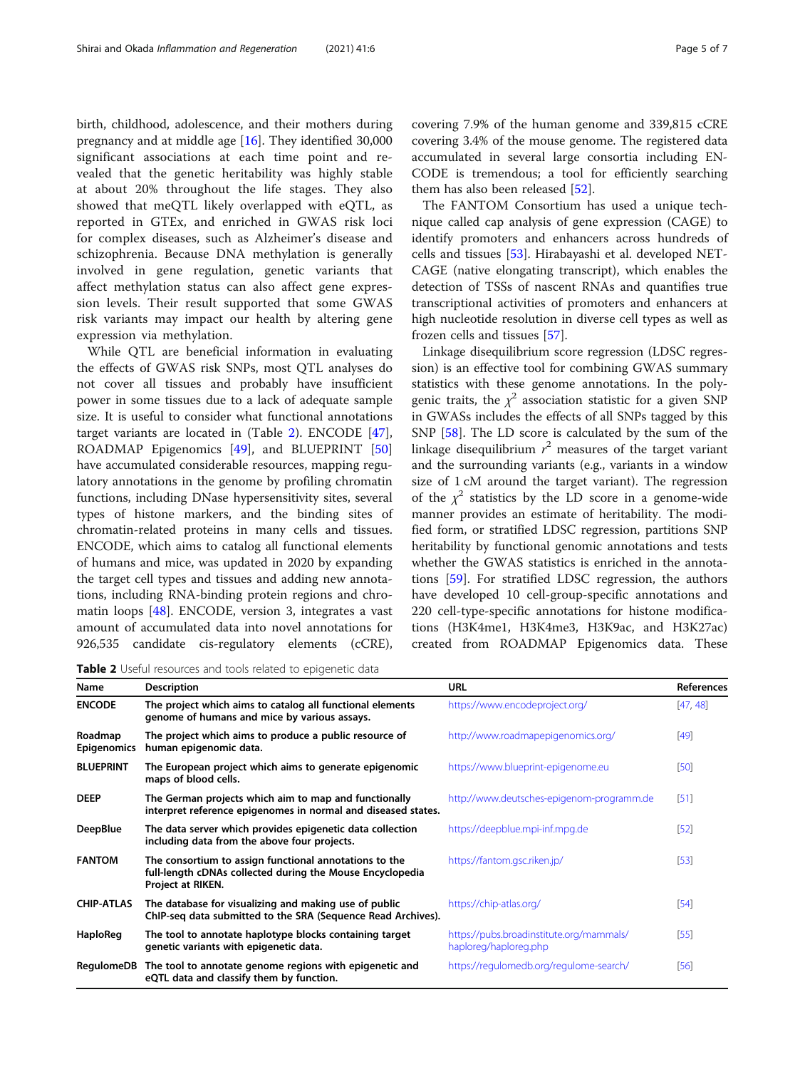birth, childhood, adolescence, and their mothers during pregnancy and at middle age [16]. They identified 30,000 significant associations at each time point and revealed that the genetic heritability was highly stable at about 20% throughout the life stages. They also showed that meQTL likely overlapped with eQTL, as reported in GTEx, and enriched in GWAS risk loci for complex diseases, such as Alzheimer's disease and schizophrenia. Because DNA methylation is generally involved in gene regulation, genetic variants that affect methylation status can also affect gene expression levels. Their result supported that some GWAS risk variants may impact our health by altering gene expression via methylation.

While QTL are beneficial information in evaluating the effects of GWAS risk SNPs, most QTL analyses do not cover all tissues and probably have insufficient power in some tissues due to a lack of adequate sample size. It is useful to consider what functional annotations target variants are located in (Table 2). ENCODE [47], ROADMAP Epigenomics [49], and BLUEPRINT [50] have accumulated considerable resources, mapping regulatory annotations in the genome by profiling chromatin functions, including DNase hypersensitivity sites, several types of histone markers, and the binding sites of chromatin-related proteins in many cells and tissues. ENCODE, which aims to catalog all functional elements of humans and mice, was updated in 2020 by expanding the target cell types and tissues and adding new annotations, including RNA-binding protein regions and chromatin loops [48]. ENCODE, version 3, integrates a vast amount of accumulated data into novel annotations for 926,535 candidate cis-regulatory elements (cCRE), covering 7.9% of the human genome and 339,815 cCRE covering 3.4% of the mouse genome. The registered data accumulated in several large consortia including ENCODE is tremendous; a tool for efficiently searching them has also been released [52].

The FANTOM Consortium has used a unique technique called cap analysis of gene expression (CAGE) to identify promoters and enhancers across hundreds of cells and tissues [53]. Hirabayashi et al. developed NET-CAGE (native elongating transcript), which enables the detection of TSSs of nascent RNAs and quantifies true transcriptional activities of promoters and enhancers at high nucleotide resolution in diverse cell types as well as frozen cells and tissues [57].

Linkage disequilibrium score regression (LDSC regression) is an effective tool for combining GWAS summary statistics with these genome annotations. In the polygenic traits, the $\chi^2$ association statistic for a given SNP in GWASs includes the effects of all SNPs tagged by this SNP [58]. The LD score is calculated by the sum of the linkage disequilibrium $r^2$ measures of the target variant and the surrounding variants (e.g., variants in a window size of 1 cM around the target variant). The regression of the $\chi^2$ statistics by the LD score in a genome-wide manner provides an estimate of heritability. The modified form, or stratified LDSC regression, partitions SNP heritability by functional genomic annotations and tests whether the GWAS statistics is enriched in the annotations [59]. For stratified LDSC regression, the authors have developed 10 cell-group-specific annotations and 220 cell-type-specific annotations for histone modifications (H3K4me1, H3K4me3, H3K9ac, and H3K27ac) created from ROADMAP Epigenomics data. These

**Table 2** Useful resources and tools related to epigenetic data

| Name | Description | URL | References |
|---|---|---|---|
| **ENCODE** | The project which aims to catalog all functional elements genome of humans and mice by various assays. | https://www.encodeproject.org/ | [47, 48] |
| **Roadmap Epigenomics** | The project which aims to produce a public resource of human epigenomic data. | http://www.roadmapepigenomics.org/ | [49] |
| **BLUEPRINT** | The European project which aims to generate epigenomic maps of blood cells. | https://www.blueprint-epigenome.eu | [50] |
| **DEEP** | The German projects which aim to map and functionally interpret reference epigenomes in normal and diseased states. | http://www.deutsches-epigenom-programm.de | [51] |
| **DeepBlue** | The data server which provides epigenetic data collection including data from the above four projects. | https://deepblue.mpi-inf.mpg.de | [52] |
| **FANTOM** | The consortium to assign functional annotations to the full-length cDNAs collected during the Mouse Encyclopedia Project at RIKEN. | https://fantom.gsc.riken.jp/ | [53] |
| **CHIP-ATLAS** | The database for visualizing and making use of public ChIP-seq data submitted to the SRA (Sequence Read Archives). | https://chip-atlas.org/ | [54] |
| **HaploReg** | The tool to annotate haplotype blocks containing target genetic variants with epigenetic data. | https://pubs.broadinstitute.org/mammals/haploreg/haploreg.php | [55] |
| **RegulomeDB** | The tool to annotate genome regions with epigenetic and eQTL data and classify them by function. | https://regulomedb.org/regulome-search/ | [56] |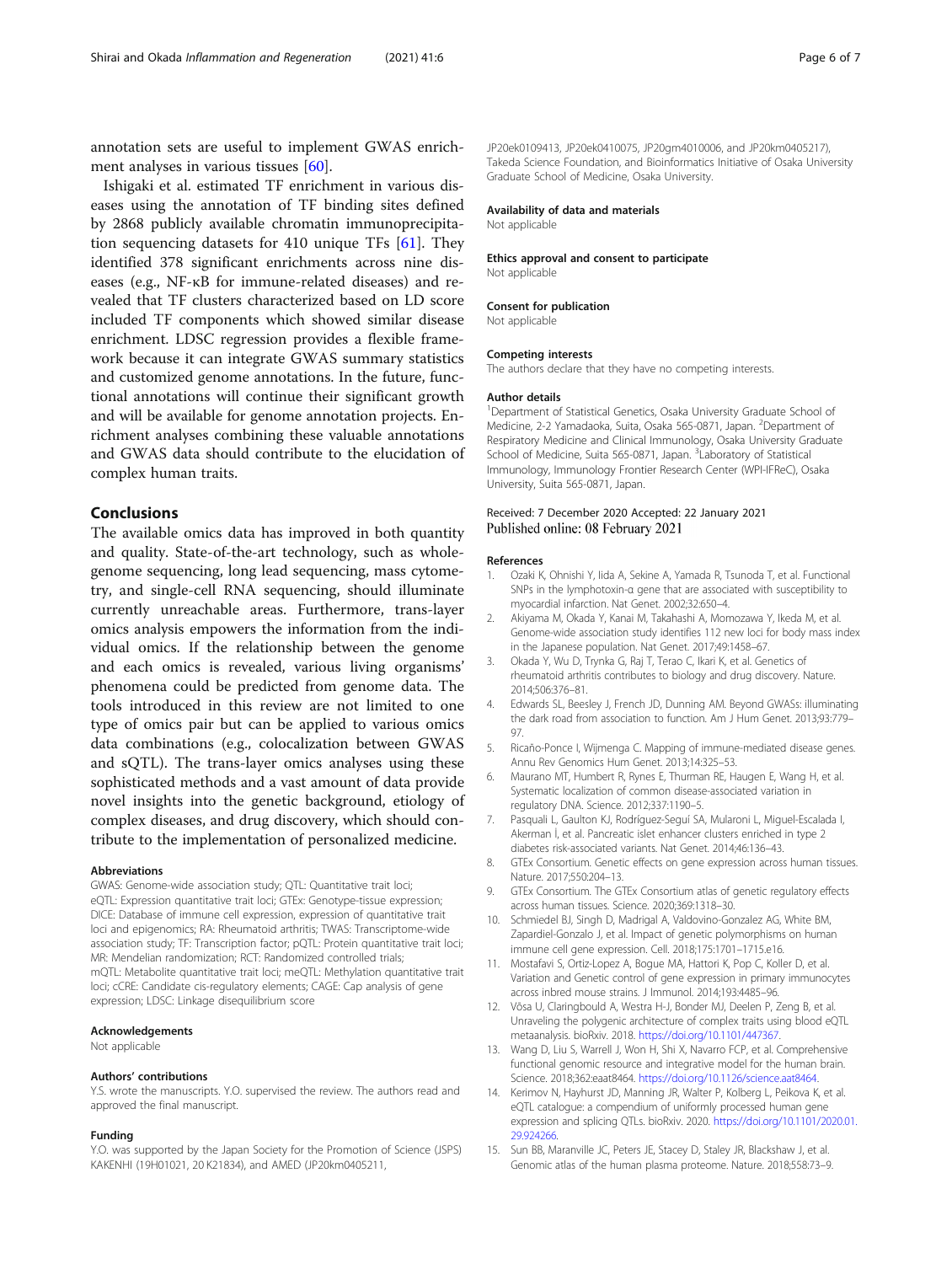annotation sets are useful to implement GWAS enrichment analyses in various tissues [60].

Ishigaki et al. estimated TF enrichment in various diseases using the annotation of TF binding sites defined by 2868 publicly available chromatin immunoprecipitation sequencing datasets for 410 unique TFs [61]. They identified 378 significant enrichments across nine diseases (e.g., NF-κB for immune-related diseases) and revealed that TF clusters characterized based on LD score included TF components which showed similar disease enrichment. LDSC regression provides a flexible framework because it can integrate GWAS summary statistics and customized genome annotations. In the future, functional annotations will continue their significant growth and will be available for genome annotation projects. Enrichment analyses combining these valuable annotations and GWAS data should contribute to the elucidation of complex human traits.

## Conclusions

The available omics data has improved in both quantity and quality. State-of-the-art technology, such as whole-genome sequencing, long lead sequencing, mass cytometry, and single-cell RNA sequencing, should illuminate currently unreachable areas. Furthermore, trans-layer omics analysis empowers the information from the individual omics. If the relationship between the genome and each omics is revealed, various living organisms' phenomena could be predicted from genome data. The tools introduced in this review are not limited to one type of omics pair but can be applied to various omics data combinations (e.g., colocalization between GWAS and sQTL). The trans-layer omics analyses using these sophisticated methods and a vast amount of data provide novel insights into the genetic background, etiology of complex diseases, and drug discovery, which should contribute to the implementation of personalized medicine.

#### Abbreviations

GWAS: Genome-wide association study; QTL: Quantitative trait loci; eQTL: Expression quantitative trait loci; GTEx: Genotype-tissue expression; DICE: Database of immune cell expression, expression of quantitative trait loci and epigenomics; RA: Rheumatoid arthritis; TWAS: Transcriptome-wide association study; TF: Transcription factor; pQTL: Protein quantitative trait loci; MR: Mendelian randomization; RCT: Randomized controlled trials; mQTL: Metabolite quantitative trait loci; meQTL: Methylation quantitative trait loci; cCRE: Candidate cis-regulatory elements; CAGE: Cap analysis of gene expression; LDSC: Linkage disequilibrium score

#### Acknowledgements

Not applicable

#### Authors' contributions

Y.S. wrote the manuscripts. Y.O. supervised the review. The authors read and approved the final manuscript.

#### Funding

Y.O. was supported by the Japan Society for the Promotion of Science (JSPS) KAKENHI (19H01021, 20 K21834), and AMED (JP20km0405211, JP20ek0109413, JP20ek0410075, JP20gm4010006, and JP20km0405217), Takeda Science Foundation, and Bioinformatics Initiative of Osaka University Graduate School of Medicine, Osaka University.

#### Availability of data and materials

Not applicable

#### Ethics approval and consent to participate

Not applicable

#### Consent for publication

Not applicable

#### Competing interests

The authors declare that they have no competing interests.

#### Author details

[1]Department of Statistical Genetics, Osaka University Graduate School of Medicine, 2-2 Yamadaoka, Suita, Osaka 565-0871, Japan. [2]Department of Respiratory Medicine and Clinical Immunology, Osaka University Graduate School of Medicine, Suita 565-0871, Japan. [3]Laboratory of Statistical Immunology, Immunology Frontier Research Center (WPI-IFReC), Osaka University, Suita 565-0871, Japan.

Received: 7 December 2020 Accepted: 22 January 2021
Published online: 08 February 2021

#### References

1. Ozaki K, Ohnishi Y, Iida A, Sekine A, Yamada R, Tsunoda T, et al. Functional SNPs in the lymphotoxin-α gene that are associated with susceptibility to myocardial infarction. Nat Genet. 2002;32:650–4.
2. Akiyama M, Okada Y, Kanai M, Takahashi A, Momozawa Y, Ikeda M, et al. Genome-wide association study identifies 112 new loci for body mass index in the Japanese population. Nat Genet. 2017;49:1458–67.
3. Okada Y, Wu D, Trynka G, Raj T, Terao C, Ikari K, et al. Genetics of rheumatoid arthritis contributes to biology and drug discovery. Nature. 2014;506:376–81.
4. Edwards SL, Beesley J, French JD, Dunning AM. Beyond GWASs: illuminating the dark road from association to function. Am J Hum Genet. 2013;93:779–97.
5. Ricaño-Ponce I, Wijmenga C. Mapping of immune-mediated disease genes. Annu Rev Genomics Hum Genet. 2013;14:325–53.
6. Maurano MT, Humbert R, Rynes E, Thurman RE, Haugen E, Wang H, et al. Systematic localization of common disease-associated variation in regulatory DNA. Science. 2012;337:1190–5.
7. Pasquali L, Gaulton KJ, Rodríguez-Seguí SA, Mularoni L, Miguel-Escalada I, Akerman İ, et al. Pancreatic islet enhancer clusters enriched in type 2 diabetes risk-associated variants. Nat Genet. 2014;46:136–43.
8. GTEx Consortium. Genetic effects on gene expression across human tissues. Nature. 2017;550:204–13.
9. GTEx Consortium. The GTEx Consortium atlas of genetic regulatory effects across human tissues. Science. 2020;369:1318–30.
10. Schmiedel BJ, Singh D, Madrigal A, Valdovino-Gonzalez AG, White BM, Zapardiel-Gonzalo J, et al. Impact of genetic polymorphisms on human immune cell gene expression. Cell. 2018;175:1701–1715.e16.
11. Mostafavi S, Ortiz-Lopez A, Bogue MA, Hattori K, Pop C, Koller D, et al. Variation and Genetic control of gene expression in primary immunocytes across inbred mouse strains. J Immunol. 2014;193:4485–96.
12. Võsa U, Claringbould A, Westra H-J, Bonder MJ, Deelen P, Zeng B, et al. Unraveling the polygenic architecture of complex traits using blood eQTL metaanalysis. bioRxiv. 2018. https://doi.org/10.1101/447367.
13. Wang D, Liu S, Warrell J, Won H, Shi X, Navarro FCP, et al. Comprehensive functional genomic resource and integrative model for the human brain. Science. 2018;362:eaat8464. https://doi.org/10.1126/science.aat8464.
14. Kerimov N, Hayhurst JD, Manning JR, Walter P, Kolberg L, Peikova K, et al. eQTL catalogue: a compendium of uniformly processed human gene expression and splicing QTLs. bioRxiv. 2020. https://doi.org/10.1101/2020.01.29.924266.
15. Sun BB, Maranville JC, Peters JE, Stacey D, Staley JR, Blackshaw J, et al. Genomic atlas of the human plasma proteome. Nature. 2018;558:73–9.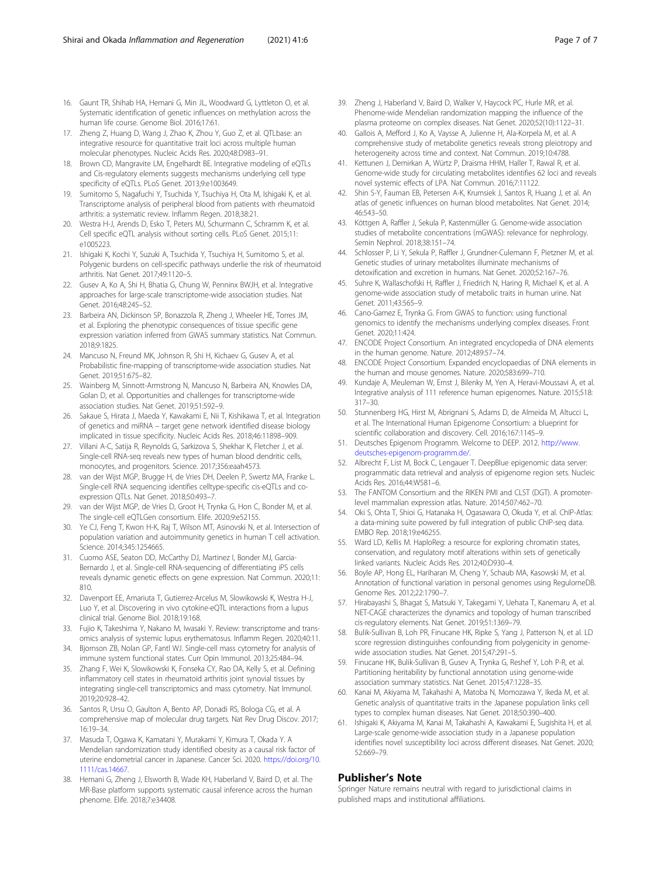16. Gaunt TR, Shihab HA, Hemani G, Min JL, Woodward G, Lyttleton O, et al. Systematic identification of genetic influences on methylation across the human life course. Genome Biol. 2016;17:61.
17. Zheng Z, Huang D, Wang J, Zhao K, Zhou Y, Guo Z, et al. QTLbase: an integrative resource for quantitative trait loci across multiple human molecular phenotypes. Nucleic Acids Res. 2020;48:D983–91.
18. Brown CD, Mangravite LM, Engelhardt BE. Integrative modeling of eQTLs and Cis-regulatory elements suggests mechanisms underlying cell type specificity of eQTLs. PLoS Genet. 2013;9:e1003649.
19. Sumitomo S, Nagafuchi Y, Tsuchida Y, Tsuchiya H, Ota M, Ishigaki K, et al. Transcriptome analysis of peripheral blood from patients with rheumatoid arthritis: a systematic review. Inflamm Regen. 2018;38:21.
20. Westra H-J, Arends D, Esko T, Peters MJ, Schurmann C, Schramm K, et al. Cell specific eQTL analysis without sorting cells. PLoS Genet. 2015;11: e1005223.
21. Ishigaki K, Kochi Y, Suzuki A, Tsuchida Y, Tsuchiya H, Sumitomo S, et al. Polygenic burdens on cell-specific pathways underlie the risk of rheumatoid arthritis. Nat Genet. 2017;49:1120–5.
22. Gusev A, Ko A, Shi H, Bhatia G, Chung W, Penninx BWJH, et al. Integrative approaches for large-scale transcriptome-wide association studies. Nat Genet. 2016;48:245–52.
23. Barbeira AN, Dickinson SP, Bonazzola R, Zheng J, Wheeler HE, Torres JM, et al. Exploring the phenotypic consequences of tissue specific gene expression variation inferred from GWAS summary statistics. Nat Commun. 2018;9:1825.
24. Mancuso N, Freund MK, Johnson R, Shi H, Kichaev G, Gusev A, et al. Probabilistic fine-mapping of transcriptome-wide association studies. Nat Genet. 2019;51:675–82.
25. Wainberg M, Sinnott-Armstrong N, Mancuso N, Barbeira AN, Knowles DA, Golan D, et al. Opportunities and challenges for transcriptome-wide association studies. Nat Genet. 2019;51:592–9.
26. Sakaue S, Hirata J, Maeda Y, Kawakami E, Nii T, Kishikawa T, et al. Integration of genetics and miRNA – target gene network identified disease biology implicated in tissue specificity. Nucleic Acids Res. 2018;46:11898–909.
27. Villani A-C, Satija R, Reynolds G, Sarkizova S, Shekhar K, Fletcher J, et al. Single-cell RNA-seq reveals new types of human blood dendritic cells, monocytes, and progenitors. Science. 2017;356:eaah4573.
28. van der Wijst MGP, Brugge H, de Vries DH, Deelen P, Swertz MA, Franke L. Single-cell RNA sequencing identifies celltype-specific cis-eQTLs and co-expression QTLs. Nat Genet. 2018;50:493–7.
29. van der Wijst MGP, de Vries D, Groot H, Trynka G, Hon C, Bonder M, et al. The single-cell eQTLGen consortium. Elife. 2020;9:e52155.
30. Ye CJ, Feng T, Kwon H-K, Raj T, Wilson MT, Asinovski N, et al. Intersection of population variation and autoimmunity genetics in human T cell activation. Science. 2014;345:1254665.
31. Cuomo ASE, Seaton DD, McCarthy DJ, Martinez I, Bonder MJ, Garcia-Bernardo J, et al. Single-cell RNA-sequencing of differentiating iPS cells reveals dynamic genetic effects on gene expression. Nat Commun. 2020;11:810.
32. Davenport EE, Amariuta T, Gutierrez-Arcelus M, Slowikowski K, Westra H-J, Luo Y, et al. Discovering in vivo cytokine-eQTL interactions from a lupus clinical trial. Genome Biol. 2018;19:168.
33. Fujio K, Takeshima Y, Nakano M, Iwasaki Y. Review: transcriptome and trans-omics analysis of systemic lupus erythematosus. Inflamm Regen. 2020;40:11.
34. Bjornson ZB, Nolan GP, Fantl WJ. Single-cell mass cytometry for analysis of immune system functional states. Curr Opin Immunol. 2013;25:484–94.
35. Zhang F, Wei K, Slowikowski K, Fonseka CY, Rao DA, Kelly S, et al. Defining inflammatory cell states in rheumatoid arthritis joint synovial tissues by integrating single-cell transcriptomics and mass cytometry. Nat Immunol. 2019;20:928–42.
36. Santos R, Ursu O, Gaulton A, Bento AP, Donadi RS, Bologa CG, et al. A comprehensive map of molecular drug targets. Nat Rev Drug Discov. 2017; 16:19–34.
37. Masuda T, Ogawa K, Kamatani Y, Murakami Y, Kimura T, Okada Y. A Mendelian randomization study identified obesity as a causal risk factor of uterine endometrial cancer in Japanese. Cancer Sci. 2020. https://doi.org/10.1111/cas.14667.
38. Hemani G, Zheng J, Elsworth B, Wade KH, Haberland V, Baird D, et al. The MR-Base platform supports systematic causal inference across the human phenome. Elife. 2018;7:e34408.
39. Zheng J, Haberland V, Baird D, Walker V, Haycock PC, Hurle MR, et al. Phenome-wide Mendelian randomization mapping the influence of the plasma proteome on complex diseases. Nat Genet. 2020;52(10):1122–31.
40. Gallois A, Mefford J, Ko A, Vaysse A, Julienne H, Ala-Korpela M, et al. A comprehensive study of metabolite genetics reveals strong pleiotropy and heterogeneity across time and context. Nat Commun. 2019;10:4788.
41. Kettunen J, Demirkan A, Würtz P, Draisma HHM, Haller T, Rawal R, et al. Genome-wide study for circulating metabolites identifies 62 loci and reveals novel systemic effects of LPA. Nat Commun. 2016;7:11122.
42. Shin S-Y, Fauman EB, Petersen A-K, Krumsiek J, Santos R, Huang J, et al. An atlas of genetic influences on human blood metabolites. Nat Genet. 2014; 46:543–50.
43. Köttgen A, Raffler J, Sekula P, Kastenmüller G. Genome-wide association studies of metabolite concentrations (mGWAS): relevance for nephrology. Semin Nephrol. 2018;38:151–74.
44. Schlosser P, Li Y, Sekula P, Raffler J, Grundner-Culemann F, Pietzner M, et al. Genetic studies of urinary metabolites illuminate mechanisms of detoxification and excretion in humans. Nat Genet. 2020;52:167–76.
45. Suhre K, Wallaschofski H, Raffler J, Friedrich N, Haring R, Michael K, et al. A genome-wide association study of metabolic traits in human urine. Nat Genet. 2011;43:565–9.
46. Cano-Gamez E, Trynka G. From GWAS to function: using functional genomics to identify the mechanisms underlying complex diseases. Front Genet. 2020;11:424.
47. ENCODE Project Consortium. An integrated encyclopedia of DNA elements in the human genome. Nature. 2012;489:57–74.
48. ENCODE Project Consortium. Expanded encyclopaedias of DNA elements in the human and mouse genomes. Nature. 2020;583:699–710.
49. Kundaje A, Meuleman W, Ernst J, Bilenky M, Yen A, Heravi-Moussavi A, et al. Integrative analysis of 111 reference human epigenomes. Nature. 2015;518: 317–30.
50. Stunnenberg HG, Hirst M, Abrignani S, Adams D, de Almeida M, Altucci L, et al. The International Human Epigenome Consortium: a blueprint for scientific collaboration and discovery. Cell. 2016;167:1145–9.
51. Deutsches Epigenom Programm. Welcome to DEEP. 2012. http://www.deutsches-epigenom-programm.de/.
52. Albrecht F, List M, Bock C, Lengauer T. DeepBlue epigenomic data server: programmatic data retrieval and analysis of epigenome region sets. Nucleic Acids Res. 2016;44:W581–6.
53. The FANTOM Consortium and the RIKEN PMI and CLST (DGT). A promoter-level mammalian expression atlas. Nature. 2014;507:462–70.
54. Oki S, Ohta T, Shioi G, Hatanaka H, Ogasawara O, Okuda Y, et al. ChIP-Atlas: a data-mining suite powered by full integration of public ChIP-seq data. EMBO Rep. 2018;19:e46255.
55. Ward LD, Kellis M. HaploReg: a resource for exploring chromatin states, conservation, and regulatory motif alterations within sets of genetically linked variants. Nucleic Acids Res. 2012;40:D930–4.
56. Boyle AP, Hong EL, Hariharan M, Cheng Y, Schaub MA, Kasowski M, et al. Annotation of functional variation in personal genomes using RegulomeDB. Genome Res. 2012;22:1790–7.
57. Hirabayashi S, Bhagat S, Matsuki Y, Takegami Y, Uehata T, Kanemaru A, et al. NET-CAGE characterizes the dynamics and topology of human transcribed cis-regulatory elements. Nat Genet. 2019;51:1369–79.
58. Bulik-Sullivan B, Loh PR, Finucane HK, Ripke S, Yang J, Patterson N, et al. LD score regression distinguishes confounding from polygenicity in genome-wide association studies. Nat Genet. 2015;47:291–5.
59. Finucane HK, Bulik-Sullivan B, Gusev A, Trynka G, Reshef Y, Loh P-R, et al. Partitioning heritability by functional annotation using genome-wide association summary statistics. Nat Genet. 2015;47:1228–35.
60. Kanai M, Akiyama M, Takahashi A, Matoba N, Momozawa Y, Ikeda M, et al. Genetic analysis of quantitative traits in the Japanese population links cell types to complex human diseases. Nat Genet. 2018;50:390–400.
61. Ishigaki K, Akiyama M, Kanai M, Takahashi A, Kawakami E, Sugishita H, et al. Large-scale genome-wide association study in a Japanese population identifies novel susceptibility loci across different diseases. Nat Genet. 2020; 52:669–79.

## Publisher's Note

Springer Nature remains neutral with regard to jurisdictional claims in published maps and institutional affiliations.